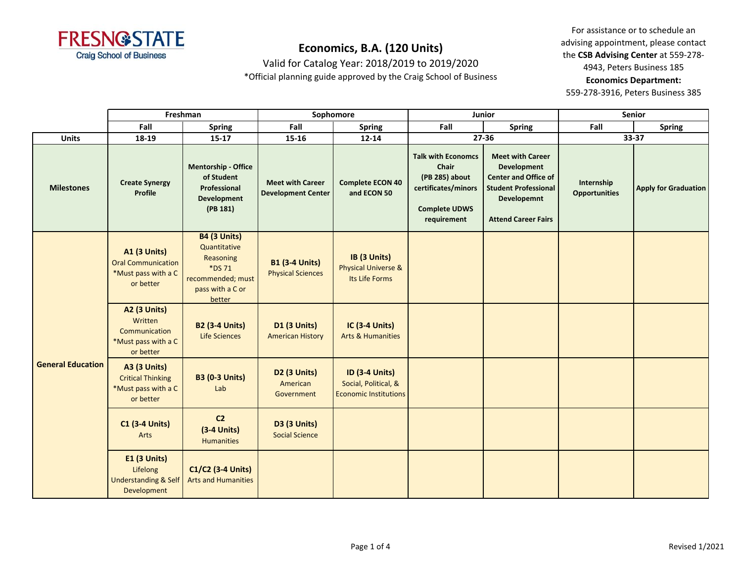FRESNO STATE
Craig School of Business

# Economics, B.A. (120 Units)

Valid for Catalog Year: 2018/2019 to 2019/2020

*Official planning guide approved by the Craig School of Business

For assistance or to schedule an advising appointment, please contact the **CSB Advising Center** at 559-278-4943, Peters Business 185

**Economics Department:**
559-278-3916, Peters Business 385

| | Freshman | | Sophomore | | Junior | | Senior | |
|---|---|---|---|---|---|---|---|---|
| | Fall | Spring | Fall | Spring | Fall | Spring | Fall | Spring |
| **Units** | 18-19 | 15-17 | 15-16 | 12-14 | 27-36 | | 33-37 | |
| **Milestones** | **Create Synergy Profile** | **Mentorship - Office of Student Professional Development (PB 181)** | **Meet with Career Development Center** | **Complete ECON 40 and ECON 50** | **Talk with Economcs Chair (PB 285) about certificates/minors**<br><br>**Complete UDWS requirement** | **Meet with Career Development Center and Office of Student Professional Developemnt**<br><br>**Attend Career Fairs** | **Internship Opportunities** | **Apply for Graduation** |
| **General Education** | **A1 (3 Units)** Oral Communication *Must pass with a C or better | **B4 (3 Units)** Quantitative Reasoning *DS 71 recommended; must pass with a C or better | **B1 (3-4 Units)** Physical Sciences | **IB (3 Units)** Physical Universe & Its Life Forms | | | | |
| | **A2 (3 Units)** Written Communication *Must pass with a C or better | **B2 (3-4 Units)** Life Sciences | **D1 (3 Units)** American History | **IC (3-4 Units)** Arts & Humanities | | | | |
| | **A3 (3 Units)** Critical Thinking *Must pass with a C or better | **B3 (0-3 Units)** Lab | **D2 (3 Units)** American Government | **ID (3-4 Units)** Social, Political, & Economic Institutions | | | | |
| | **C1 (3-4 Units)** Arts | **C2 (3-4 Units)** Humanities | **D3 (3 Units)** Social Science | | | | | |
| | **E1 (3 Units)** Lifelong Understanding & Self Development | **C1/C2 (3-4 Units)** Arts and Humanities | | | | | | |

Revised 1/2021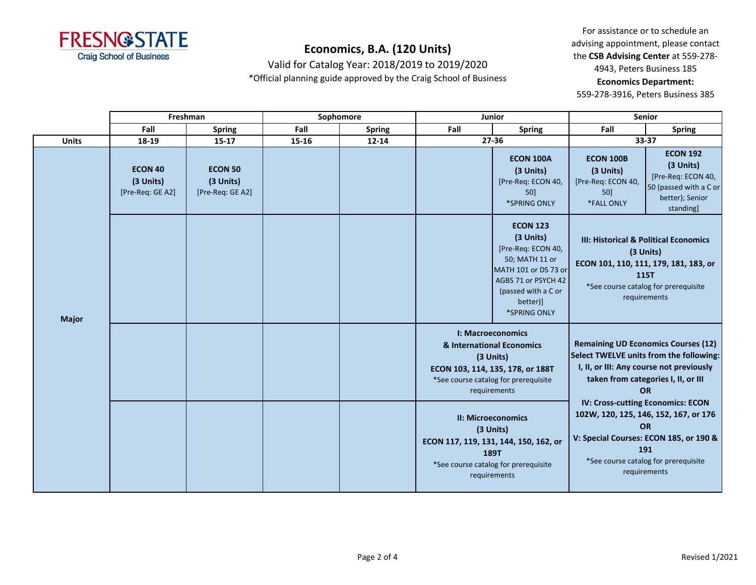# Economics, B.A. (120 Units)

Valid for Catalog Year: 2018/2019 to 2019/2020

*Official planning guide approved by the Craig School of Business

For assistance or to schedule an advising appointment, please contact the **CSB Advising Center** at 559-278-4943, Peters Business 185

**Economics Department:**

559-278-3916, Peters Business 385

| | Freshman | | Sophomore | | Junior | | Senior | |
|---|---|---|---|---|---|---|---|---|
| | Fall | Spring | Fall | Spring | Fall | Spring | Fall | Spring |
| **Units** | 18-19 | 15-17 | 15-16 | 12-14 | 27-36 | | 33-37 | |
| **Major** | **ECON 40 (3 Units)** [Pre-Req: GE A2] | **ECON 50 (3 Units)** [Pre-Req: GE A2] | | | | **ECON 100A (3 Units)** [Pre-Req: ECON 40, 50] *SPRING ONLY | **ECON 100B (3 Units)** [Pre-Req: ECON 40, 50] *FALL ONLY | **ECON 192 (3 Units)** [Pre-Req: ECON 40, 50 (passed with a C or better); Senior standing] |
| | | | | | | **ECON 123 (3 Units)** [Pre-Req: ECON 40, 50; MATH 11 or MATH 101 or DS 73 or AGBS 71 or PSYCH 42 (passed with a C or better)] *SPRING ONLY | **III: Historical & Political Economics (3 Units)** **ECON 101, 110, 111, 179, 181, 183, or 115T** *See course catalog for prerequisite requirements | |
| | | | | | **I: Macroeconomics & International Economics (3 Units)** **ECON 103, 114, 135, 178, or 188T** *See course catalog for prerequisite requirements | | **Remaining UD Economics Courses (12)** **Select TWELVE units from the following:** **I, II, or III: Any course not previously taken from categories I, II, or III** **OR** **IV: Cross-cutting Economics: ECON 102W, 120, 125, 146, 152, 167, or 176** **OR** **V: Special Courses: ECON 185, or 190 & 191** *See course catalog for prerequisite requirements | |
| | | | | | **II: Microeconomics (3 Units)** **ECON 117, 119, 131, 144, 150, 162, or 189T** *See course catalog for prerequisite requirements | | | |

Revised 1/2021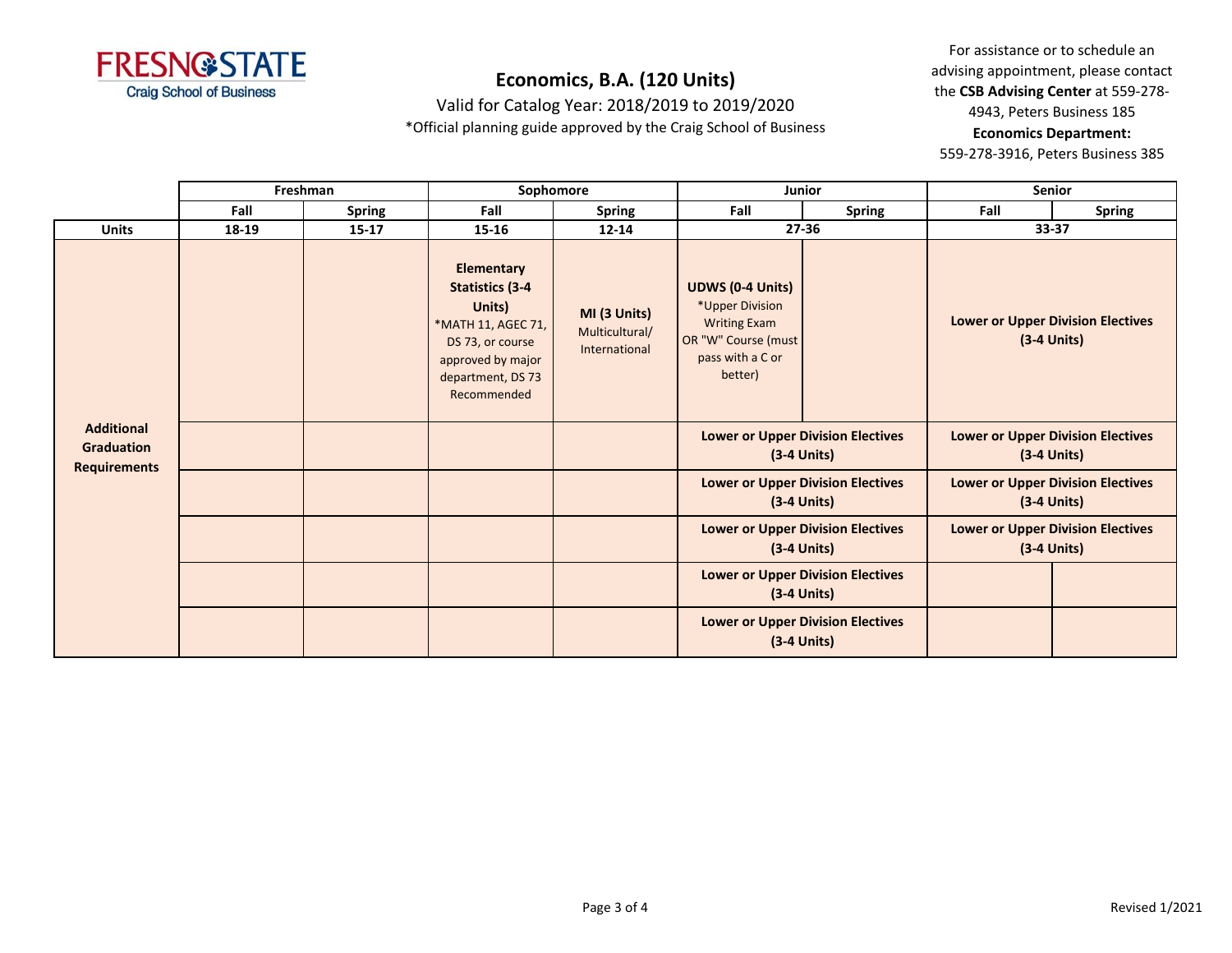# Economics, B.A. (120 Units)

Valid for Catalog Year: 2018/2019 to 2019/2020

*Official planning guide approved by the Craig School of Business

For assistance or to schedule an advising appointment, please contact the **CSB Advising Center** at 559-278-4943, Peters Business 185

**Economics Department:**
559-278-3916, Peters Business 385

| | Freshman | | Sophomore | | Junior | | Senior | |
|---|---|---|---|---|---|---|---|---|
| | **Fall** | **Spring** | **Fall** | **Spring** | **Fall** | **Spring** | **Fall** | **Spring** |
| **Units** | **18-19** | **15-17** | **15-16** | **12-14** | **27-36** | | **33-37** | |
| **Additional Graduation Requirements** | | | **Elementary Statistics (3-4 Units)** *MATH 11, AGEC 71, DS 73, or course approved by major department, DS 73 Recommended | **MI (3 Units)** Multicultural/ International | **UDWS (0-4 Units)** *Upper Division Writing Exam OR "W" Course (must pass with a C or better) | | **Lower or Upper Division Electives (3-4 Units)** | |
| | | | | | **Lower or Upper Division Electives (3-4 Units)** | | **Lower or Upper Division Electives (3-4 Units)** | |
| | | | | | **Lower or Upper Division Electives (3-4 Units)** | | **Lower or Upper Division Electives (3-4 Units)** | |
| | | | | | **Lower or Upper Division Electives (3-4 Units)** | | **Lower or Upper Division Electives (3-4 Units)** | |
| | | | | | **Lower or Upper Division Electives (3-4 Units)** | | | |
| | | | | | **Lower or Upper Division Electives (3-4 Units)** | | | |

Revised 1/2021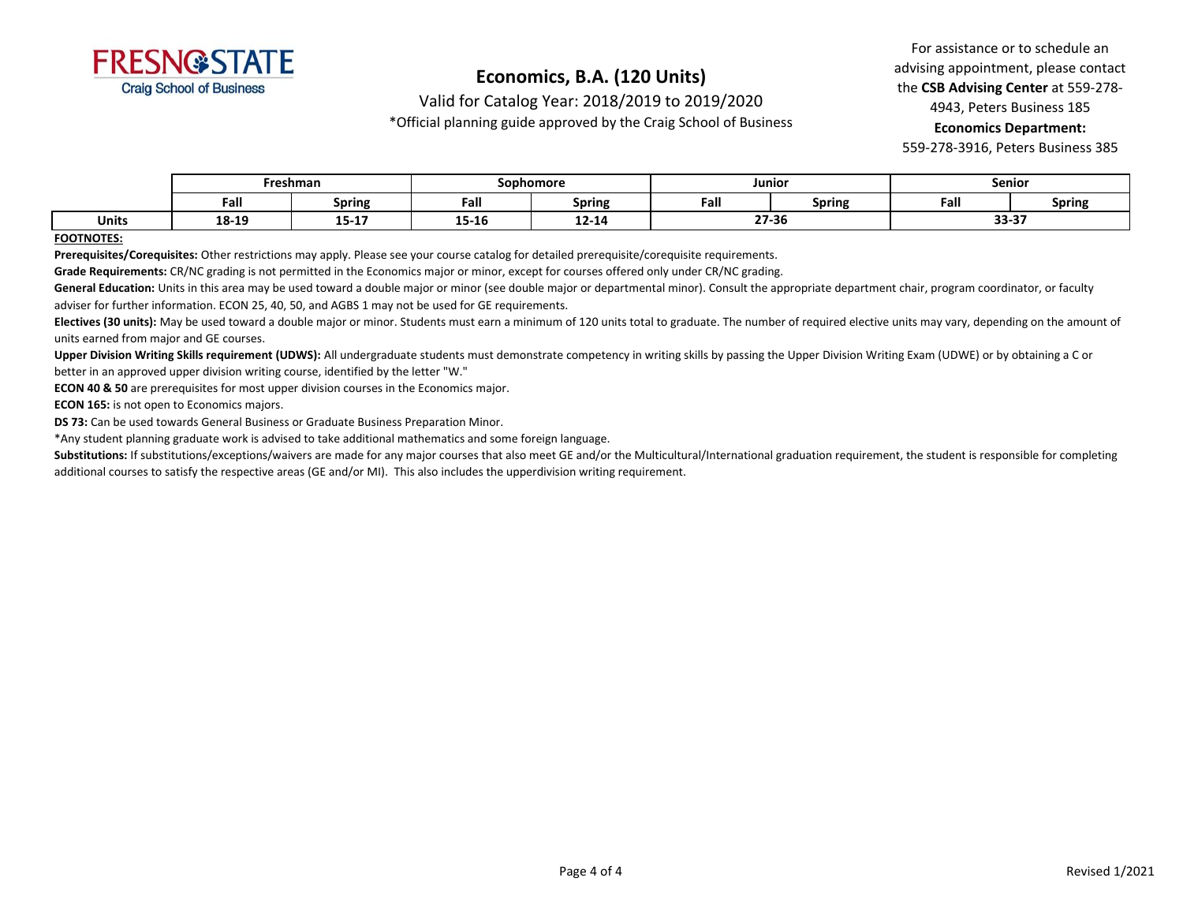FRESNO STATE
Craig School of Business

# Economics, B.A. (120 Units)

Valid for Catalog Year: 2018/2019 to 2019/2020

*Official planning guide approved by the Craig School of Business

For assistance or to schedule an advising appointment, please contact the **CSB Advising Center** at 559-278-4943, Peters Business 185

**Economics Department:**
559-278-3916, Peters Business 385

| | Freshman | | Sophomore | | Junior | | Senior | |
|---|---|---|---|---|---|---|---|---|
| | Fall | Spring | Fall | Spring | Fall | Spring | Fall | Spring |
| **Units** | 18-19 | 15-17 | 15-16 | 12-14 | 27-36 | | 33-37 | |

**FOOTNOTES:**

**Prerequisites/Corequisites:** Other restrictions may apply. Please see your course catalog for detailed prerequisite/corequisite requirements.

**Grade Requirements:** CR/NC grading is not permitted in the Economics major or minor, except for courses offered only under CR/NC grading.

**General Education:** Units in this area may be used toward a double major or minor (see double major or departmental minor). Consult the appropriate department chair, program coordinator, or faculty adviser for further information. ECON 25, 40, 50, and AGBS 1 may not be used for GE requirements.

**Electives (30 units):** May be used toward a double major or minor. Students must earn a minimum of 120 units total to graduate. The number of required elective units may vary, depending on the amount of units earned from major and GE courses.

**Upper Division Writing Skills requirement (UDWS):** All undergraduate students must demonstrate competency in writing skills by passing the Upper Division Writing Exam (UDWE) or by obtaining a C or better in an approved upper division writing course, identified by the letter "W."

**ECON 40 & 50** are prerequisites for most upper division courses in the Economics major.

**ECON 165:** is not open to Economics majors.

**DS 73:** Can be used towards General Business or Graduate Business Preparation Minor.

*Any student planning graduate work is advised to take additional mathematics and some foreign language.

**Substitutions:** If substitutions/exceptions/waivers are made for any major courses that also meet GE and/or the Multicultural/International graduation requirement, the student is responsible for completing additional courses to satisfy the respective areas (GE and/or MI). This also includes the upperdivision writing requirement.

Revised 1/2021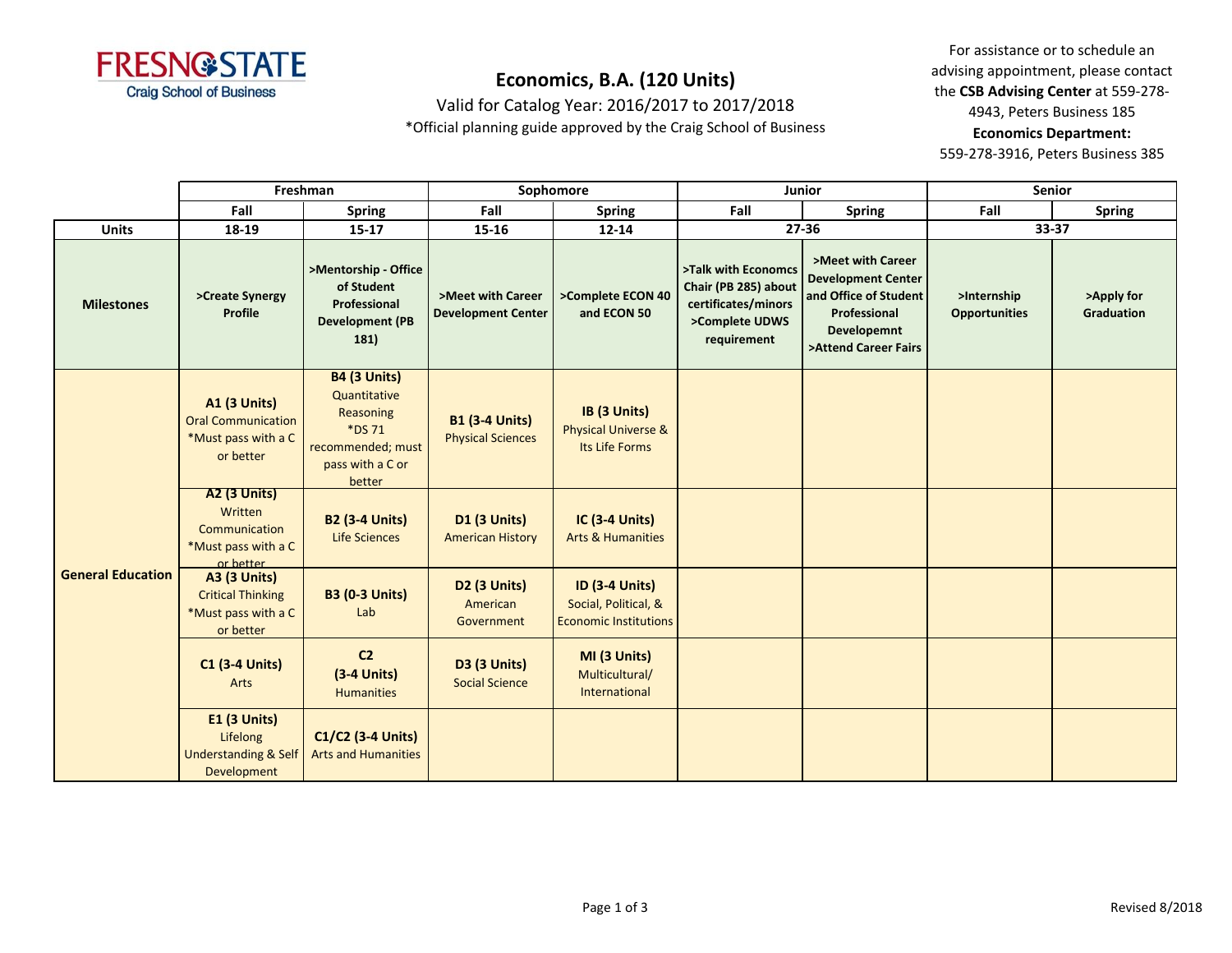FRESNO STATE
Craig School of Business

# Economics, B.A. (120 Units)

Valid for Catalog Year: 2016/2017 to 2017/2018

*Official planning guide approved by the Craig School of Business

For assistance or to schedule an advising appointment, please contact the **CSB Advising Center** at 559-278-4943, Peters Business 185

**Economics Department:**
559-278-3916, Peters Business 385

| | Freshman | | Sophomore | | Junior | | Senior | |
|---|---|---|---|---|---|---|---|---|
| | Fall | Spring | Fall | Spring | Fall | Spring | Fall | Spring |
| **Units** | 18-19 | 15-17 | 15-16 | 12-14 | 27-36 | | 33-37 | |
| **Milestones** | >Create Synergy Profile | >Mentorship - Office of Student Professional Development (PB 181) | >Meet with Career Development Center | >Complete ECON 40 and ECON 50 | >Talk with Economcs Chair (PB 285) about certificates/minors >Complete UDWS requirement | >Meet with Career Development Center and Office of Student Professional Developemnt >Attend Career Fairs | >Internship Opportunities | >Apply for Graduation |
| **General Education** | **A1 (3 Units)** Oral Communication *Must pass with a C or better | **B4 (3 Units)** Quantitative Reasoning *DS 71 recommended; must pass with a C or better | **B1 (3-4 Units)** Physical Sciences | **IB (3 Units)** Physical Universe & Its Life Forms | | | | |
| | **A2 (3 Units)** Written Communication *Must pass with a C or better | **B2 (3-4 Units)** Life Sciences | **D1 (3 Units)** American History | **IC (3-4 Units)** Arts & Humanities | | | | |
| | **A3 (3 Units)** Critical Thinking *Must pass with a C or better | **B3 (0-3 Units)** Lab | **D2 (3 Units)** American Government | **ID (3-4 Units)** Social, Political, & Economic Institutions | | | | |
| | **C1 (3-4 Units)** Arts | **C2 (3-4 Units)** Humanities | **D3 (3 Units)** Social Science | **MI (3 Units)** Multicultural/ International | | | | |
| | **E1 (3 Units)** Lifelong Understanding & Self Development | **C1/C2 (3-4 Units)** Arts and Humanities | | | | | | |

Revised 8/2018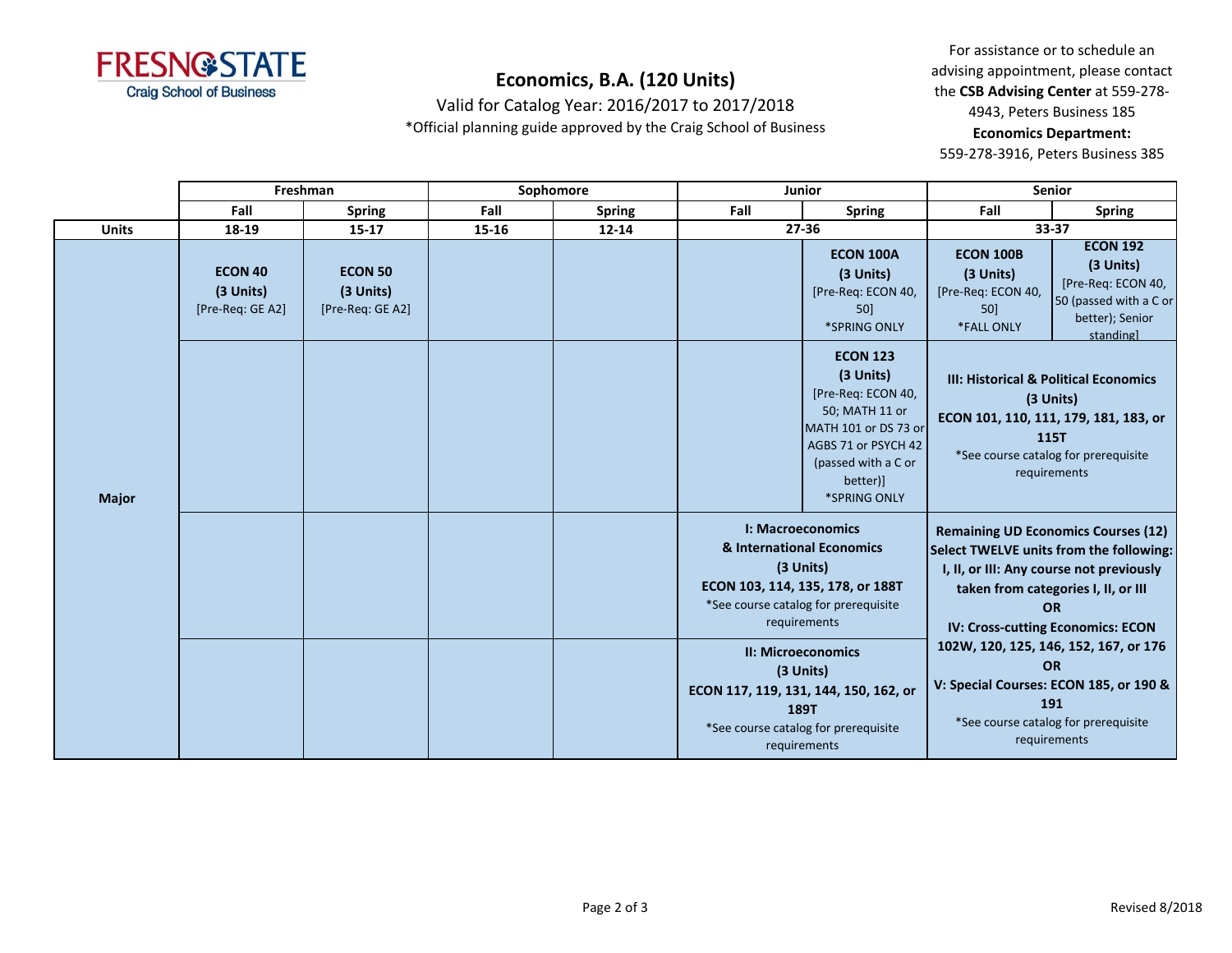# Economics, B.A. (120 Units)

Valid for Catalog Year: 2016/2017 to 2017/2018

*Official planning guide approved by the Craig School of Business

For assistance or to schedule an advising appointment, please contact the **CSB Advising Center** at 559-278-4943, Peters Business 185

**Economics Department:**
559-278-3916, Peters Business 385

| | Freshman | | Sophomore | | Junior | | Senior | |
|---|---|---|---|---|---|---|---|---|
| | Fall | Spring | Fall | Spring | Fall | Spring | Fall | Spring |
| **Units** | 18-19 | 15-17 | 15-16 | 12-14 | 27-36 | | 33-37 | |
| **Major** | **ECON 40** **(3 Units)** [Pre-Req: GE A2] | **ECON 50** **(3 Units)** [Pre-Req: GE A2] | | | | **ECON 100A** **(3 Units)** [Pre-Req: ECON 40, 50] *SPRING ONLY | **ECON 100B** **(3 Units)** [Pre-Req: ECON 40, 50] *FALL ONLY | **ECON 192** **(3 Units)** [Pre-Req: ECON 40, 50 (passed with a C or better); Senior standing] |
| | | | | | | **ECON 123** **(3 Units)** [Pre-Req: ECON 40, 50; MATH 11 or MATH 101 or DS 73 or AGBS 71 or PSYCH 42 (passed with a C or better)] *SPRING ONLY | **III: Historical & Political Economics** **(3 Units)** **ECON 101, 110, 111, 179, 181, 183, or 115T** *See course catalog for prerequisite requirements | |
| | | | | | **I: Macroeconomics & International Economics** **(3 Units)** **ECON 103, 114, 135, 178, or 188T** *See course catalog for prerequisite requirements | | **Remaining UD Economics Courses (12)** **Select TWELVE units from the following:** **I, II, or III: Any course not previously taken from categories I, II, or III** **OR** **IV: Cross-cutting Economics: ECON 102W, 120, 125, 146, 152, 167, or 176** **OR** **V: Special Courses: ECON 185, or 190 & 191** *See course catalog for prerequisite requirements | |
| | | | | | **II: Microeconomics** **(3 Units)** **ECON 117, 119, 131, 144, 150, 162, or 189T** *See course catalog for prerequisite requirements | | | |

Revised 8/2018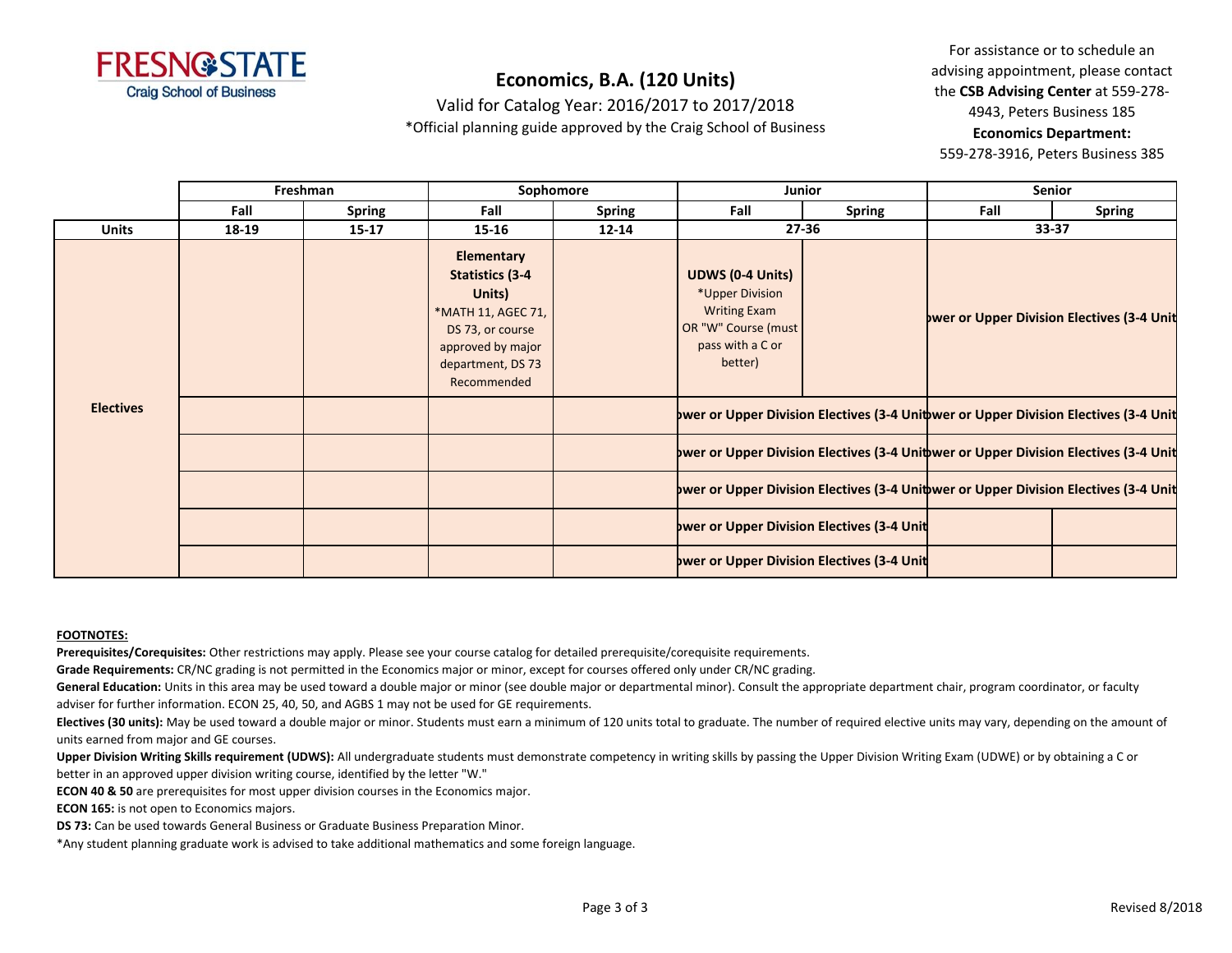**Economics, B.A. (120 Units)**

Valid for Catalog Year: 2016/2017 to 2017/2018

*Official planning guide approved by the Craig School of Business

For assistance or to schedule an advising appointment, please contact the **CSB Advising Center** at 559-278-4943, Peters Business 185

**Economics Department:**
559-278-3916, Peters Business 385

| | Freshman | | Sophomore | | Junior | | Senior | |
|---|---|---|---|---|---|---|---|---|
| | Fall | Spring | Fall | Spring | Fall | Spring | Fall | Spring |
| **Units** | 18-19 | 15-17 | 15-16 | 12-14 | 27-36 | | 33-37 | |
| **Electives** | | | **Elementary Statistics (3-4 Units)** *MATH 11, AGEC 71, DS 73, or course approved by major department, DS 73 Recommended | | **UDWS (0-4 Units)** *Upper Division Writing Exam OR "W" Course (must pass with a C or better) | | ower or Upper Division Electives (3-4 Unit | |
| | | | | | ower or Upper Division Electives (3-4 Unit | | ower or Upper Division Electives (3-4 Unit | |
| | | | | | ower or Upper Division Electives (3-4 Unit | | ower or Upper Division Electives (3-4 Unit | |
| | | | | | ower or Upper Division Electives (3-4 Unit | | ower or Upper Division Electives (3-4 Unit | |
| | | | | | ower or Upper Division Electives (3-4 Unit | | | |
| | | | | | ower or Upper Division Electives (3-4 Unit | | | |

**FOOTNOTES:**

**Prerequisites/Corequisites:** Other restrictions may apply. Please see your course catalog for detailed prerequisite/corequisite requirements.

**Grade Requirements:** CR/NC grading is not permitted in the Economics major or minor, except for courses offered only under CR/NC grading.

**General Education:** Units in this area may be used toward a double major or minor (see double major or departmental minor). Consult the appropriate department chair, program coordinator, or faculty adviser for further information. ECON 25, 40, 50, and AGBS 1 may not be used for GE requirements.

**Electives (30 units):** May be used toward a double major or minor. Students must earn a minimum of 120 units total to graduate. The number of required elective units may vary, depending on the amount of units earned from major and GE courses.

**Upper Division Writing Skills requirement (UDWS):** All undergraduate students must demonstrate competency in writing skills by passing the Upper Division Writing Exam (UDWE) or by obtaining a C or better in an approved upper division writing course, identified by the letter "W."

**ECON 40 & 50** are prerequisites for most upper division courses in the Economics major.

**ECON 165:** is not open to Economics majors.

**DS 73:** Can be used towards General Business or Graduate Business Preparation Minor.

*Any student planning graduate work is advised to take additional mathematics and some foreign language.

Revised 8/2018